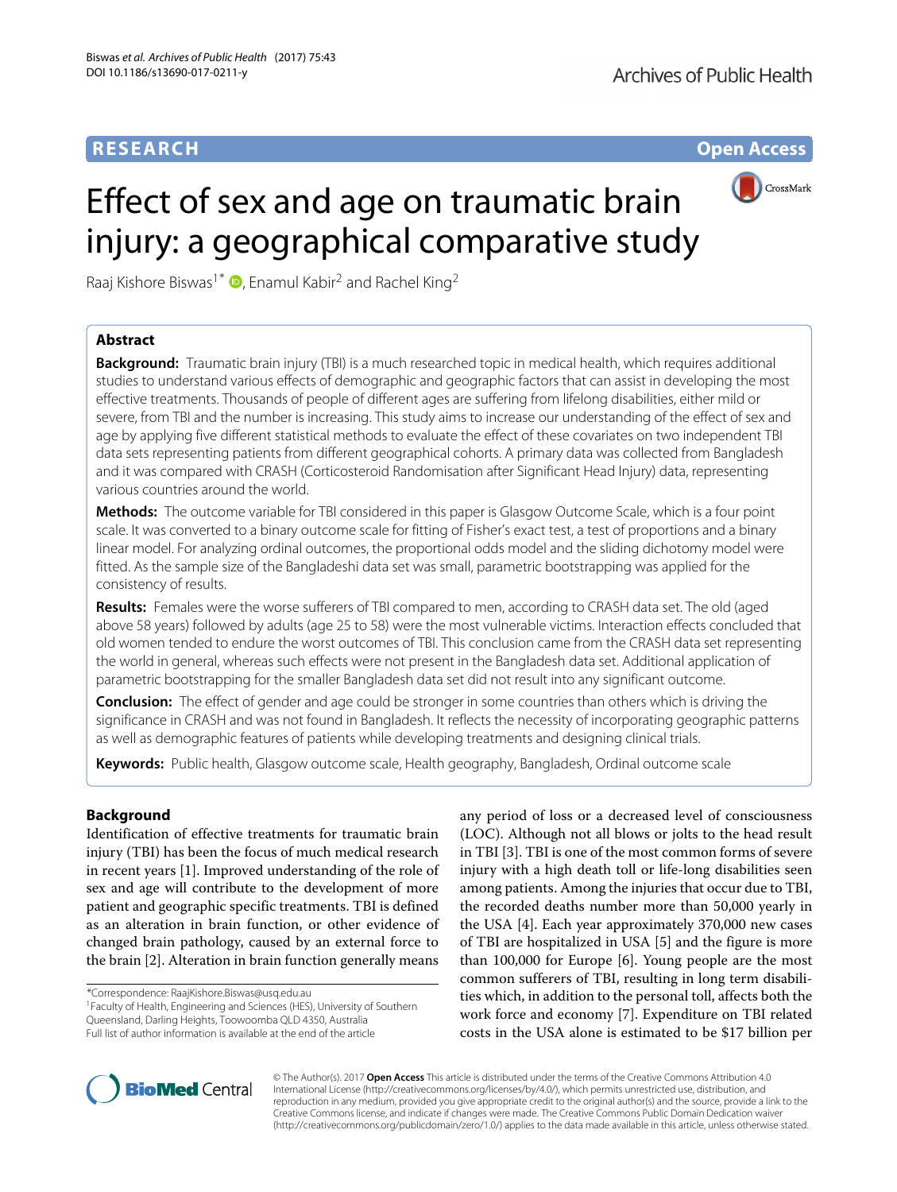RESEARCH

Open Access

# Effect of sex and age on traumatic brain injury: a geographical comparative study

Raaj Kishore Biswas[1*], Enamul Kabir[2] and Rachel King[2]

## Abstract

**Background:** Traumatic brain injury (TBI) is a much researched topic in medical health, which requires additional studies to understand various effects of demographic and geographic factors that can assist in developing the most effective treatments. Thousands of people of different ages are suffering from lifelong disabilities, either mild or severe, from TBI and the number is increasing. This study aims to increase our understanding of the effect of sex and age by applying five different statistical methods to evaluate the effect of these covariates on two independent TBI data sets representing patients from different geographical cohorts. A primary data was collected from Bangladesh and it was compared with CRASH (Corticosteroid Randomisation after Significant Head Injury) data, representing various countries around the world.

**Methods:** The outcome variable for TBI considered in this paper is Glasgow Outcome Scale, which is a four point scale. It was converted to a binary outcome scale for fitting of Fisher's exact test, a test of proportions and a binary linear model. For analyzing ordinal outcomes, the proportional odds model and the sliding dichotomy model were fitted. As the sample size of the Bangladeshi data set was small, parametric bootstrapping was applied for the consistency of results.

**Results:** Females were the worse sufferers of TBI compared to men, according to CRASH data set. The old (aged above 58 years) followed by adults (age 25 to 58) were the most vulnerable victims. Interaction effects concluded that old women tended to endure the worst outcomes of TBI. This conclusion came from the CRASH data set representing the world in general, whereas such effects were not present in the Bangladesh data set. Additional application of parametric bootstrapping for the smaller Bangladesh data set did not result into any significant outcome.

**Conclusion:** The effect of gender and age could be stronger in some countries than others which is driving the significance in CRASH and was not found in Bangladesh. It reflects the necessity of incorporating geographic patterns as well as demographic features of patients while developing treatments and designing clinical trials.

**Keywords:** Public health, Glasgow outcome scale, Health geography, Bangladesh, Ordinal outcome scale

## Background

Identification of effective treatments for traumatic brain injury (TBI) has been the focus of much medical research in recent years [1]. Improved understanding of the role of sex and age will contribute to the development of more patient and geographic specific treatments. TBI is defined as an alteration in brain function, or other evidence of changed brain pathology, caused by an external force to the brain [2]. Alteration in brain function generally means any period of loss or a decreased level of consciousness (LOC). Although not all blows or jolts to the head result in TBI [3]. TBI is one of the most common forms of severe injury with a high death toll or life-long disabilities seen among patients. Among the injuries that occur due to TBI, the recorded deaths number more than 50,000 yearly in the USA [4]. Each year approximately 370,000 new cases of TBI are hospitalized in USA [5] and the figure is more than 100,000 for Europe [6]. Young people are the most common sufferers of TBI, resulting in long term disabilities which, in addition to the personal toll, affects both the work force and economy [7]. Expenditure on TBI related costs in the USA alone is estimated to be $17 billion per

*Correspondence: RaajKishore.Biswas@usq.edu.au
[1]Faculty of Health, Engineering and Sciences (HES), University of Southern Queensland, Darling Heights, Toowoomba QLD 4350, Australia
Full list of author information is available at the end of the article

© The Author(s). 2017 **Open Access** This article is distributed under the terms of the Creative Commons Attribution 4.0 International License (http://creativecommons.org/licenses/by/4.0/), which permits unrestricted use, distribution, and reproduction in any medium, provided you give appropriate credit to the original author(s) and the source, provide a link to the Creative Commons license, and indicate if changes were made. The Creative Commons Public Domain Dedication waiver (http://creativecommons.org/publicdomain/zero/1.0/) applies to the data made available in this article, unless otherwise stated.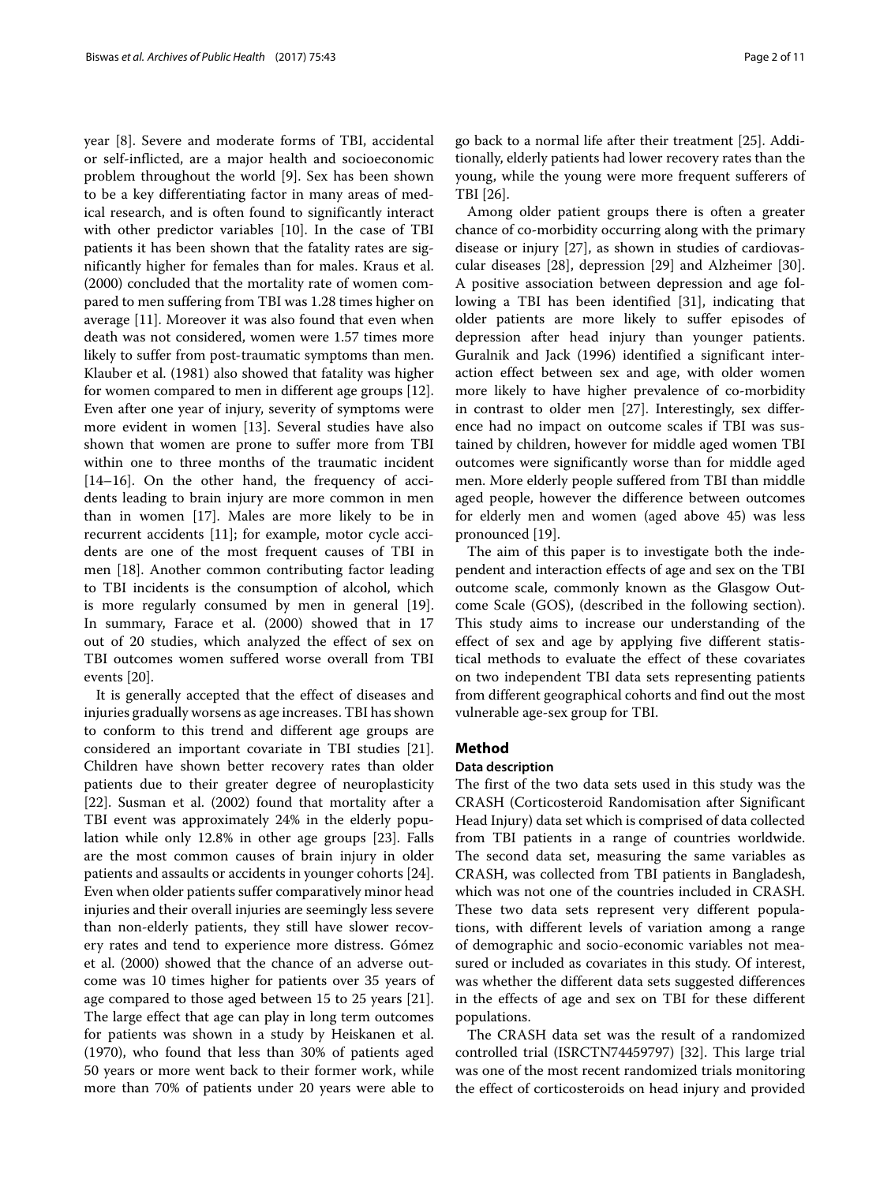year [8]. Severe and moderate forms of TBI, accidental or self-inflicted, are a major health and socioeconomic problem throughout the world [9]. Sex has been shown to be a key differentiating factor in many areas of medical research, and is often found to significantly interact with other predictor variables [10]. In the case of TBI patients it has been shown that the fatality rates are significantly higher for females than for males. Kraus et al. (2000) concluded that the mortality rate of women compared to men suffering from TBI was 1.28 times higher on average [11]. Moreover it was also found that even when death was not considered, women were 1.57 times more likely to suffer from post-traumatic symptoms than men. Klauber et al. (1981) also showed that fatality was higher for women compared to men in different age groups [12]. Even after one year of injury, severity of symptoms were more evident in women [13]. Several studies have also shown that women are prone to suffer more from TBI within one to three months of the traumatic incident [14–16]. On the other hand, the frequency of accidents leading to brain injury are more common in men than in women [17]. Males are more likely to be in recurrent accidents [11]; for example, motor cycle accidents are one of the most frequent causes of TBI in men [18]. Another common contributing factor leading to TBI incidents is the consumption of alcohol, which is more regularly consumed by men in general [19]. In summary, Farace et al. (2000) showed that in 17 out of 20 studies, which analyzed the effect of sex on TBI outcomes women suffered worse overall from TBI events [20].

It is generally accepted that the effect of diseases and injuries gradually worsens as age increases. TBI has shown to conform to this trend and different age groups are considered an important covariate in TBI studies [21]. Children have shown better recovery rates than older patients due to their greater degree of neuroplasticity [22]. Susman et al. (2002) found that mortality after a TBI event was approximately 24% in the elderly population while only 12.8% in other age groups [23]. Falls are the most common causes of brain injury in older patients and assaults or accidents in younger cohorts [24]. Even when older patients suffer comparatively minor head injuries and their overall injuries are seemingly less severe than non-elderly patients, they still have slower recovery rates and tend to experience more distress. Gómez et al. (2000) showed that the chance of an adverse outcome was 10 times higher for patients over 35 years of age compared to those aged between 15 to 25 years [21]. The large effect that age can play in long term outcomes for patients was shown in a study by Heiskanen et al. (1970), who found that less than 30% of patients aged 50 years or more went back to their former work, while more than 70% of patients under 20 years were able to go back to a normal life after their treatment [25]. Additionally, elderly patients had lower recovery rates than the young, while the young were more frequent sufferers of TBI [26].

Among older patient groups there is often a greater chance of co-morbidity occurring along with the primary disease or injury [27], as shown in studies of cardiovascular diseases [28], depression [29] and Alzheimer [30]. A positive association between depression and age following a TBI has been identified [31], indicating that older patients are more likely to suffer episodes of depression after head injury than younger patients. Guralnik and Jack (1996) identified a significant interaction effect between sex and age, with older women more likely to have higher prevalence of co-morbidity in contrast to older men [27]. Interestingly, sex difference had no impact on outcome scales if TBI was sustained by children, however for middle aged women TBI outcomes were significantly worse than for middle aged men. More elderly people suffered from TBI than middle aged people, however the difference between outcomes for elderly men and women (aged above 45) was less pronounced [19].

The aim of this paper is to investigate both the independent and interaction effects of age and sex on the TBI outcome scale, commonly known as the Glasgow Outcome Scale (GOS), (described in the following section). This study aims to increase our understanding of the effect of sex and age by applying five different statistical methods to evaluate the effect of these covariates on two independent TBI data sets representing patients from different geographical cohorts and find out the most vulnerable age-sex group for TBI.

## Method

### Data description

The first of the two data sets used in this study was the CRASH (Corticosteroid Randomisation after Significant Head Injury) data set which is comprised of data collected from TBI patients in a range of countries worldwide. The second data set, measuring the same variables as CRASH, was collected from TBI patients in Bangladesh, which was not one of the countries included in CRASH. These two data sets represent very different populations, with different levels of variation among a range of demographic and socio-economic variables not measured or included as covariates in this study. Of interest, was whether the different data sets suggested differences in the effects of age and sex on TBI for these different populations.

The CRASH data set was the result of a randomized controlled trial (ISRCTN74459797) [32]. This large trial was one of the most recent randomized trials monitoring the effect of corticosteroids on head injury and provided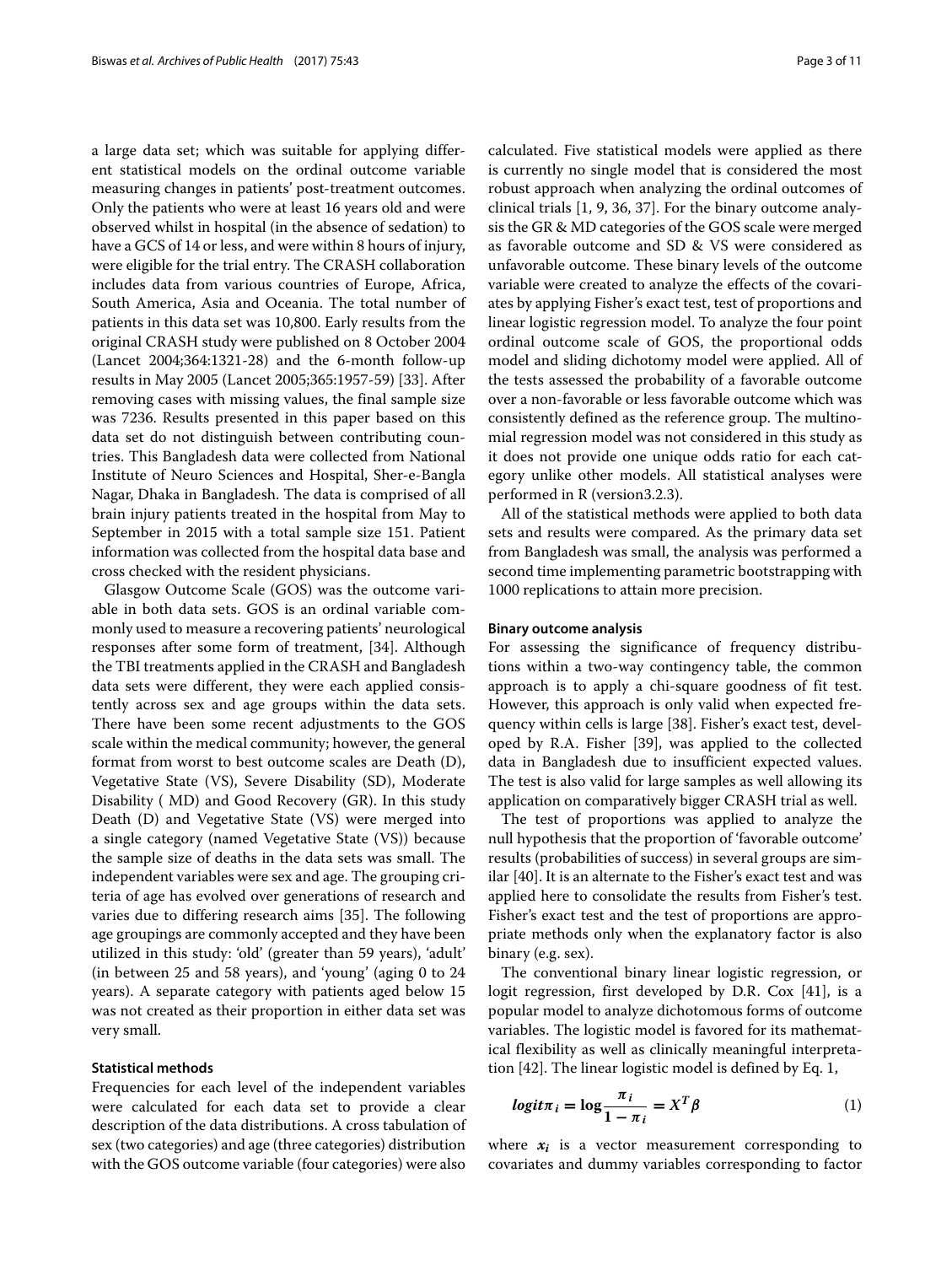a large data set; which was suitable for applying different statistical models on the ordinal outcome variable measuring changes in patients' post-treatment outcomes. Only the patients who were at least 16 years old and were observed whilst in hospital (in the absence of sedation) to have a GCS of 14 or less, and were within 8 hours of injury, were eligible for the trial entry. The CRASH collaboration includes data from various countries of Europe, Africa, South America, Asia and Oceania. The total number of patients in this data set was 10,800. Early results from the original CRASH study were published on 8 October 2004 (Lancet 2004;364:1321-28) and the 6-month follow-up results in May 2005 (Lancet 2005;365:1957-59) [33]. After removing cases with missing values, the final sample size was 7236. Results presented in this paper based on this data set do not distinguish between contributing countries. This Bangladesh data were collected from National Institute of Neuro Sciences and Hospital, Sher-e-Bangla Nagar, Dhaka in Bangladesh. The data is comprised of all brain injury patients treated in the hospital from May to September in 2015 with a total sample size 151. Patient information was collected from the hospital data base and cross checked with the resident physicians.

Glasgow Outcome Scale (GOS) was the outcome variable in both data sets. GOS is an ordinal variable commonly used to measure a recovering patients' neurological responses after some form of treatment, [34]. Although the TBI treatments applied in the CRASH and Bangladesh data sets were different, they were each applied consistently across sex and age groups within the data sets. There have been some recent adjustments to the GOS scale within the medical community; however, the general format from worst to best outcome scales are Death (D), Vegetative State (VS), Severe Disability (SD), Moderate Disability ( MD) and Good Recovery (GR). In this study Death (D) and Vegetative State (VS) were merged into a single category (named Vegetative State (VS)) because the sample size of deaths in the data sets was small. The independent variables were sex and age. The grouping criteria of age has evolved over generations of research and varies due to differing research aims [35]. The following age groupings are commonly accepted and they have been utilized in this study: 'old' (greater than 59 years), 'adult' (in between 25 and 58 years), and 'young' (aging 0 to 24 years). A separate category with patients aged below 15 was not created as their proportion in either data set was very small.

### Statistical methods

Frequencies for each level of the independent variables were calculated for each data set to provide a clear description of the data distributions. A cross tabulation of sex (two categories) and age (three categories) distribution with the GOS outcome variable (four categories) were also calculated. Five statistical models were applied as there is currently no single model that is considered the most robust approach when analyzing the ordinal outcomes of clinical trials [1, 9, 36, 37]. For the binary outcome analysis the GR & MD categories of the GOS scale were merged as favorable outcome and SD & VS were considered as unfavorable outcome. These binary levels of the outcome variable were created to analyze the effects of the covariates by applying Fisher's exact test, test of proportions and linear logistic regression model. To analyze the four point ordinal outcome scale of GOS, the proportional odds model and sliding dichotomy model were applied. All of the tests assessed the probability of a favorable outcome over a non-favorable or less favorable outcome which was consistently defined as the reference group. The multinomial regression model was not considered in this study as it does not provide one unique odds ratio for each category unlike other models. All statistical analyses were performed in R (version3.2.3).

All of the statistical methods were applied to both data sets and results were compared. As the primary data set from Bangladesh was small, the analysis was performed a second time implementing parametric bootstrapping with 1000 replications to attain more precision.

#### Binary outcome analysis

For assessing the significance of frequency distributions within a two-way contingency table, the common approach is to apply a chi-square goodness of fit test. However, this approach is only valid when expected frequency within cells is large [38]. Fisher's exact test, developed by R.A. Fisher [39], was applied to the collected data in Bangladesh due to insufficient expected values. The test is also valid for large samples as well allowing its application on comparatively bigger CRASH trial as well.

The test of proportions was applied to analyze the null hypothesis that the proportion of 'favorable outcome' results (probabilities of success) in several groups are similar [40]. It is an alternate to the Fisher's exact test and was applied here to consolidate the results from Fisher's test. Fisher's exact test and the test of proportions are appropriate methods only when the explanatory factor is also binary (e.g. sex).

The conventional binary linear logistic regression, or logit regression, first developed by D.R. Cox [41], is a popular model to analyze dichotomous forms of outcome variables. The logistic model is favored for its mathematical flexibility as well as clinically meaningful interpretation [42]. The linear logistic model is defined by Eq. 1,

$$\boldsymbol{logit\pi_i = \log\frac{\pi_i}{1-\pi_i} = X^T\beta} \tag{1}$$

where $\boldsymbol{x_i}$ is a vector measurement corresponding to covariates and dummy variables corresponding to factor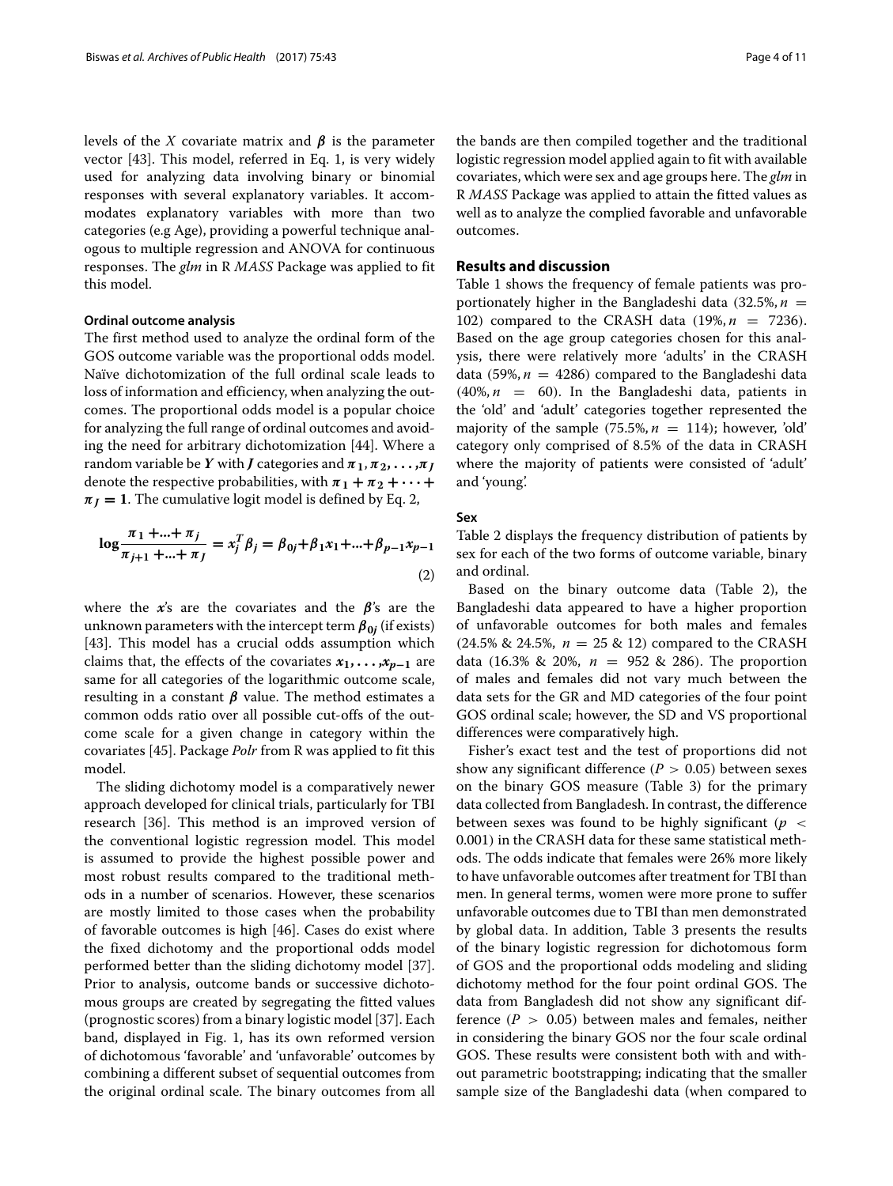levels of the $X$ covariate matrix and $\boldsymbol{\beta}$ is the parameter vector [43]. This model, referred in Eq. 1, is very widely used for analyzing data involving binary or binomial responses with several explanatory variables. It accommodates explanatory variables with more than two categories (e.g Age), providing a powerful technique analogous to multiple regression and ANOVA for continuous responses. The *glm* in R *MASS* Package was applied to fit this model.

#### Ordinal outcome analysis

The first method used to analyze the ordinal form of the GOS outcome variable was the proportional odds model. Naïve dichotomization of the full ordinal scale leads to loss of information and efficiency, when analyzing the outcomes. The proportional odds model is a popular choice for analyzing the full range of ordinal outcomes and avoiding the need for arbitrary dichotomization [44]. Where a random variable be $\boldsymbol{Y}$ with $\boldsymbol{J}$ categories and $\pi_1, \pi_2, \ldots, \pi_J$ denote the respective probabilities, with $\pi_1 + \pi_2 + \cdots + \pi_J = 1$. The cumulative logit model is defined by Eq. 2,

$$\log \frac{\pi_1 + \ldots + \pi_j}{\pi_{j+1} + \ldots + \pi_J} = x_j^T \beta_j = \beta_{0j} + \beta_1 x_1 + \ldots + \beta_{p-1} x_{p-1} \tag{2}$$

where the $\boldsymbol{x}$'s are the covariates and the $\boldsymbol{\beta}$'s are the unknown parameters with the intercept term $\boldsymbol{\beta_{0j}}$ (if exists) [43]. This model has a crucial odds assumption which claims that, the effects of the covariates $x_1, \ldots, x_{p-1}$ are same for all categories of the logarithmic outcome scale, resulting in a constant $\boldsymbol{\beta}$ value. The method estimates a common odds ratio over all possible cut-offs of the outcome scale for a given change in category within the covariates [45]. Package *Polr* from R was applied to fit this model.

The sliding dichotomy model is a comparatively newer approach developed for clinical trials, particularly for TBI research [36]. This method is an improved version of the conventional logistic regression model. This model is assumed to provide the highest possible power and most robust results compared to the traditional methods in a number of scenarios. However, these scenarios are mostly limited to those cases when the probability of favorable outcomes is high [46]. Cases do exist where the fixed dichotomy and the proportional odds model performed better than the sliding dichotomy model [37]. Prior to analysis, outcome bands or successive dichotomous groups are created by segregating the fitted values (prognostic scores) from a binary logistic model [37]. Each band, displayed in Fig. 1, has its own reformed version of dichotomous 'favorable' and 'unfavorable' outcomes by combining a different subset of sequential outcomes from the original ordinal scale. The binary outcomes from all the bands are then compiled together and the traditional logistic regression model applied again to fit with available covariates, which were sex and age groups here. The *glm* in R *MASS* Package was applied to attain the fitted values as well as to analyze the complied favorable and unfavorable outcomes.

## Results and discussion

Table 1 shows the frequency of female patients was proportionately higher in the Bangladeshi data (32.5%, $n = 102$) compared to the CRASH data (19%, $n = 7236$). Based on the age group categories chosen for this analysis, there were relatively more 'adults' in the CRASH data (59%, $n = 4286$) compared to the Bangladeshi data (40%, $n = 60$). In the Bangladeshi data, patients in the 'old' and 'adult' categories together represented the majority of the sample (75.5%, $n = 114$); however, 'old' category only comprised of 8.5% of the data in CRASH where the majority of patients were consisted of 'adult' and 'young'.

#### Sex

Table 2 displays the frequency distribution of patients by sex for each of the two forms of outcome variable, binary and ordinal.

Based on the binary outcome data (Table 2), the Bangladeshi data appeared to have a higher proportion of unfavorable outcomes for both males and females (24.5% & 24.5%, $n = 25$ & 12) compared to the CRASH data (16.3% & 20%, $n = 952$ & 286). The proportion of males and females did not vary much between the data sets for the GR and MD categories of the four point GOS ordinal scale; however, the SD and VS proportional differences were comparatively high.

Fisher's exact test and the test of proportions did not show any significant difference ($P > 0.05$) between sexes on the binary GOS measure (Table 3) for the primary data collected from Bangladesh. In contrast, the difference between sexes was found to be highly significant ($p < 0.001$) in the CRASH data for these same statistical methods. The odds indicate that females were 26% more likely to have unfavorable outcomes after treatment for TBI than men. In general terms, women were more prone to suffer unfavorable outcomes due to TBI than men demonstrated by global data. In addition, Table 3 presents the results of the binary logistic regression for dichotomous form of GOS and the proportional odds modeling and sliding dichotomy method for the four point ordinal GOS. The data from Bangladesh did not show any significant difference ($P > 0.05$) between males and females, neither in considering the binary GOS nor the four scale ordinal GOS. These results were consistent both with and without parametric bootstrapping; indicating that the smaller sample size of the Bangladeshi data (when compared to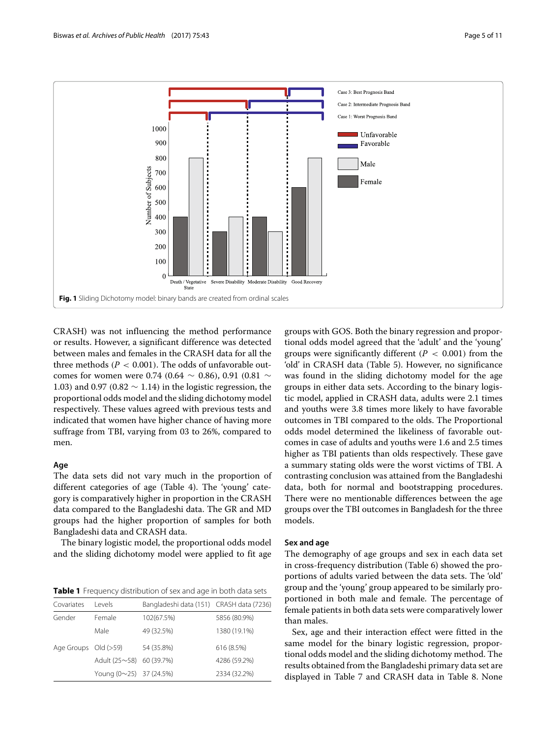**Fig. 1** Sliding Dichotomy model: binary bands are created from ordinal scales

CRASH) was not influencing the method performance or results. However, a significant difference was detected between males and females in the CRASH data for all the three methods ($P < 0.001$). The odds of unfavorable outcomes for women were 0.74 (0.64 ∼ 0.86), 0.91 (0.81 ∼ 1.03) and 0.97 (0.82 ∼ 1.14) in the logistic regression, the proportional odds model and the sliding dichotomy model respectively. These values agreed with previous tests and indicated that women have higher chance of having more suffrage from TBI, varying from 03 to 26%, compared to men.

### Age

The data sets did not vary much in the proportion of different categories of age (Table 4). The 'young' category is comparatively higher in proportion in the CRASH data compared to the Bangladeshi data. The GR and MD groups had the higher proportion of samples for both Bangladeshi data and CRASH data.

The binary logistic model, the proportional odds model and the sliding dichotomy model were applied to fit age groups with GOS. Both the binary regression and proportional odds model agreed that the 'adult' and the 'young' groups were significantly different ($P < 0.001$) from the 'old' in CRASH data (Table 5). However, no significance was found in the sliding dichotomy model for the age groups in either data sets. According to the binary logistic model, applied in CRASH data, adults were 2.1 times and youths were 3.8 times more likely to have favorable outcomes in TBI compared to the olds. The Proportional odds model determined the likeliness of favorable outcomes in case of adults and youths were 1.6 and 2.5 times higher as TBI patients than olds respectively. These gave a summary stating olds were the worst victims of TBI. A contrasting conclusion was attained from the Bangladeshi data, both for normal and bootstrapping procedures. There were no mentionable differences between the age groups over the TBI outcomes in Bangladesh for the three models.

**Table 1** Frequency distribution of sex and age in both data sets

| Covariates | Levels | Bangladeshi data (151) | CRASH data (7236) |
|---|---|---|---|
| Gender | Female | 102(67.5%) | 5856 (80.9%) |
| | Male | 49 (32.5%) | 1380 (19.1%) |
| Age Groups | Old (>59) | 54 (35.8%) | 616 (8.5%) |
| | Adult (25∼58) | 60 (39.7%) | 4286 (59.2%) |
| | Young (0∼25) | 37 (24.5%) | 2334 (32.2%) |

### Sex and age

The demography of age groups and sex in each data set in cross-frequency distribution (Table 6) showed the proportions of adults varied between the data sets. The 'old' group and the 'young' group appeared to be similarly proportioned in both male and female. The percentage of female patients in both data sets were comparatively lower than males.

Sex, age and their interaction effect were fitted in the same model for the binary logistic regression, proportional odds model and the sliding dichotomy method. The results obtained from the Bangladeshi primary data set are displayed in Table 7 and CRASH data in Table 8. None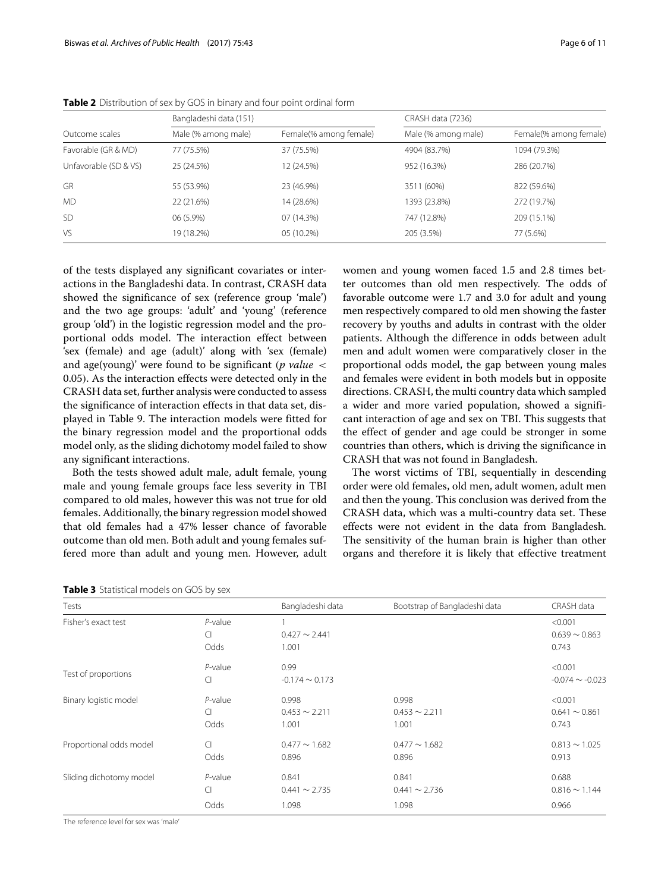**Table 2** Distribution of sex by GOS in binary and four point ordinal form

| Outcome scales | Bangladeshi data (151) | | CRASH data (7236) | |
|---|---|---|---|---|
| | Male (% among male) | Female(% among female) | Male (% among male) | Female(% among female) |
| Favorable (GR & MD) | 77 (75.5%) | 37 (75.5%) | 4904 (83.7%) | 1094 (79.3%) |
| Unfavorable (SD & VS) | 25 (24.5%) | 12 (24.5%) | 952 (16.3%) | 286 (20.7%) |
| GR | 55 (53.9%) | 23 (46.9%) | 3511 (60%) | 822 (59.6%) |
| MD | 22 (21.6%) | 14 (28.6%) | 1393 (23.8%) | 272 (19.7%) |
| SD | 06 (5.9%) | 07 (14.3%) | 747 (12.8%) | 209 (15.1%) |
| VS | 19 (18.2%) | 05 (10.2%) | 205 (3.5%) | 77 (5.6%) |

of the tests displayed any significant covariates or interactions in the Bangladeshi data. In contrast, CRASH data showed the significance of sex (reference group 'male') and the two age groups: 'adult' and 'young' (reference group 'old') in the logistic regression model and the proportional odds model. The interaction effect between 'sex (female) and age (adult)' along with 'sex (female) and age(young)' were found to be significant (*p value* $< 0.05$). As the interaction effects were detected only in the CRASH data set, further analysis were conducted to assess the significance of interaction effects in that data set, displayed in Table 9. The interaction models were fitted for the binary regression model and the proportional odds model only, as the sliding dichotomy model failed to show any significant interactions.

Both the tests showed adult male, adult female, young male and young female groups face less severity in TBI compared to old males, however this was not true for old females. Additionally, the binary regression model showed that old females had a 47% lesser chance of favorable outcome than old men. Both adult and young females suffered more than adult and young men. However, adult women and young women faced 1.5 and 2.8 times better outcomes than old men respectively. The odds of favorable outcome were 1.7 and 3.0 for adult and young men respectively compared to old men showing the faster recovery by youths and adults in contrast with the older patients. Although the difference in odds between adult men and adult women were comparatively closer in the proportional odds model, the gap between young males and females were evident in both models but in opposite directions. CRASH, the multi country data which sampled a wider and more varied population, showed a significant interaction of age and sex on TBI. This suggests that the effect of gender and age could be stronger in some countries than others, which is driving the significance in CRASH that was not found in Bangladesh.

The worst victims of TBI, sequentially in descending order were old females, old men, adult women, adult men and then the young. This conclusion was derived from the CRASH data, which was a multi-country data set. These effects were not evident in the data from Bangladesh. The sensitivity of the human brain is higher than other organs and therefore it is likely that effective treatment

**Table 3** Statistical models on GOS by sex

| Tests | | Bangladeshi data | Bootstrap of Bangladeshi data | CRASH data |
|---|---|---|---|---|
| Fisher's exact test | *P*-value | 1 | | <0.001 |
| | CI | 0.427 ∼ 2.441 | | 0.639 ∼ 0.863 |
| | Odds | 1.001 | | 0.743 |
| Test of proportions | *P*-value | 0.99 | | <0.001 |
| | CI | -0.174 ∼ 0.173 | | -0.074 ∼ -0.023 |
| Binary logistic model | *P*-value | 0.998 | 0.998 | <0.001 |
| | CI | 0.453 ∼ 2.211 | 0.453 ∼ 2.211 | 0.641 ∼ 0.861 |
| | Odds | 1.001 | 1.001 | 0.743 |
| Proportional odds model | CI | 0.477 ∼ 1.682 | 0.477 ∼ 1.682 | 0.813 ∼ 1.025 |
| | Odds | 0.896 | 0.896 | 0.913 |
| Sliding dichotomy model | *P*-value | 0.841 | 0.841 | 0.688 |
| | CI | 0.441 ∼ 2.735 | 0.441 ∼ 2.736 | 0.816 ∼ 1.144 |
| | Odds | 1.098 | 1.098 | 0.966 |

The reference level for sex was 'male'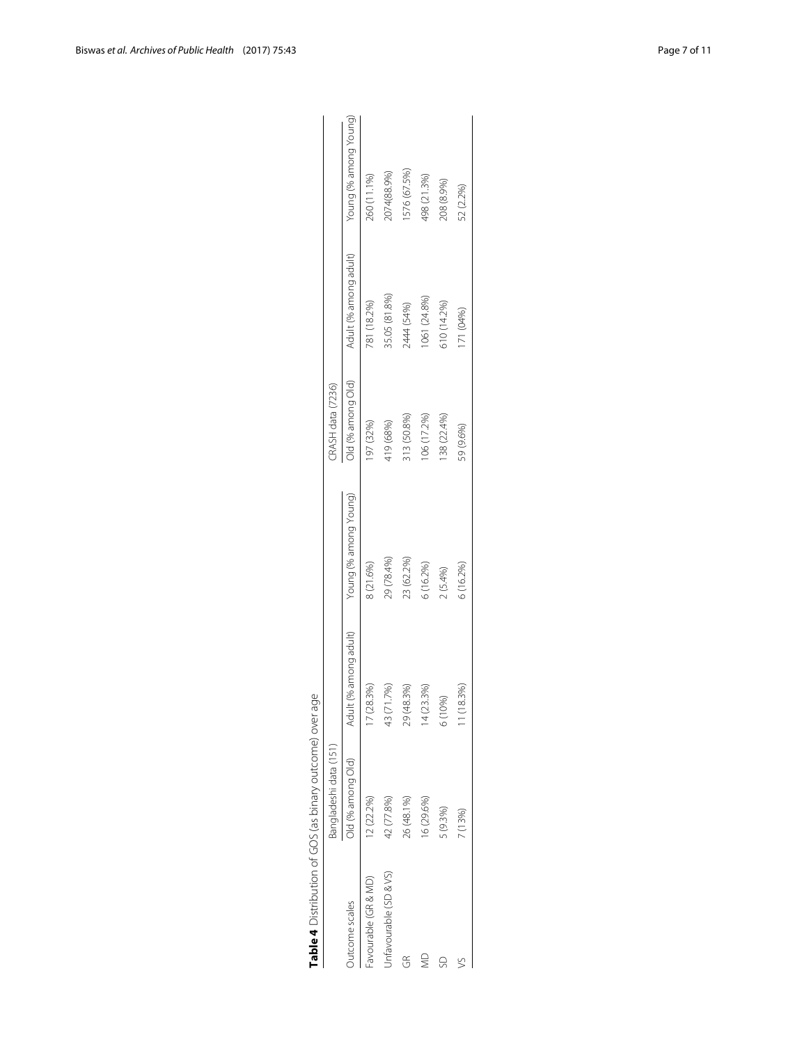**Table 4** Distribution of GOS (as binary outcome) over age

| Outcome scales | Bangladeshi data (151) | | | CRASH data (7236) | | |
|---|---|---|---|---|---|---|
| | Old (% among Old) | Adult (% among adult) | Young (% among Young) | Old (% among Old) | Adult (% among adult) | Young (% among Young) |
| Favourable (GR & MD) | 12 (22.2%) | 17 (28.3%) | 8 (21.6%) | 197 (32%) | 781 (18.2%) | 260 (11.1%) |
| Unfavourable (SD &VS) | 42 (77.8%) | 43 (71.7%) | 29 (78.4%) | 419 (68%) | 35.05 (81.8%) | 2074(88.9%) |
| GR | 26 (48.1%) | 29 (48.3%) | 23 (62.2%) | 313 (50.8%) | 2444 (54%) | 1576 (67.5%) |
| MD | 16 (29.6%) | 14 (23.3%) | 6 (16.2%) | 106 (17.2%) | 1061 (24.8%) | 498 (21.3%) |
| SD | 5 (9.3%) | 6 (10%) | 2 (5.4%) | 138 (22.4%) | 610 (14.2%) | 208 (8.9%) |
| VS | 7 (13%) | 11 (18.3%) | 6 (16.2%) | 59 (9.6%) | 171 (04%) | 52 (2.2%) |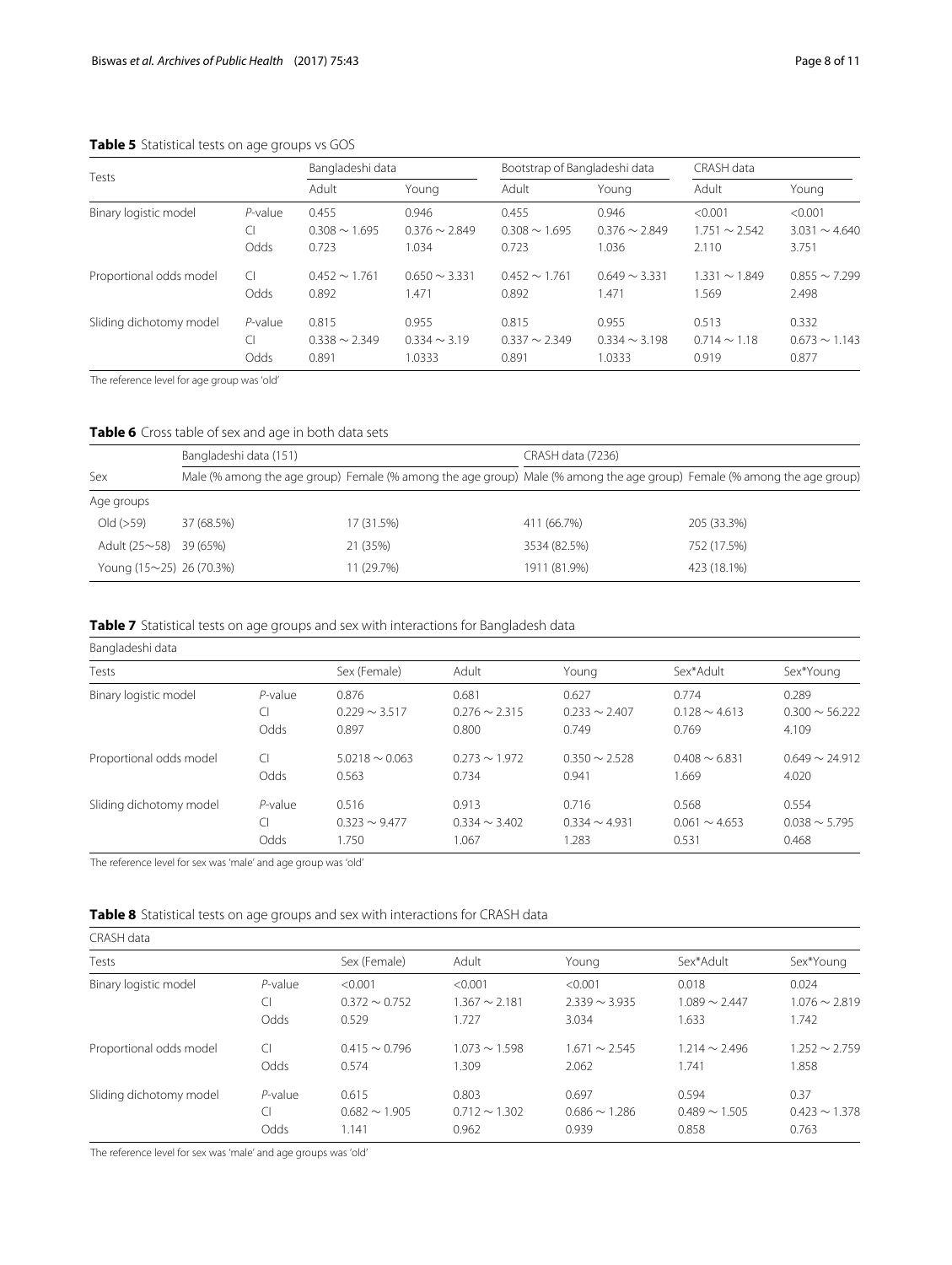**Table 5** Statistical tests on age groups vs GOS

| Tests | | Bangladeshi data | | Bootstrap of Bangladeshi data | | CRASH data | |
|---|---|---|---|---|---|---|---|
| | | Adult | Young | Adult | Young | Adult | Young |
| Binary logistic model | *P*-value | 0.455 | 0.946 | 0.455 | 0.946 | <0.001 | <0.001 |
| | CI | 0.308 ∼ 1.695 | 0.376 ∼ 2.849 | 0.308 ∼ 1.695 | 0.376 ∼ 2.849 | 1.751 ∼ 2.542 | 3.031 ∼ 4.640 |
| | Odds | 0.723 | 1.034 | 0.723 | 1.036 | 2.110 | 3.751 |
| Proportional odds model | CI | 0.452 ∼ 1.761 | 0.650 ∼ 3.331 | 0.452 ∼ 1.761 | 0.649 ∼ 3.331 | 1.331 ∼ 1.849 | 0.855 ∼ 7.299 |
| | Odds | 0.892 | 1.471 | 0.892 | 1.471 | 1.569 | 2.498 |
| Sliding dichotomy model | *P*-value | 0.815 | 0.955 | 0.815 | 0.955 | 0.513 | 0.332 |
| | CI | 0.338 ∼ 2.349 | 0.334 ∼ 3.19 | 0.337 ∼ 2.349 | 0.334 ∼ 3.198 | 0.714 ∼ 1.18 | 0.673 ∼ 1.143 |
| | Odds | 0.891 | 1.0333 | 0.891 | 1.0333 | 0.919 | 0.877 |

The reference level for age group was 'old'

**Table 6** Cross table of sex and age in both data sets

| | Bangladeshi data (151) | | CRASH data (7236) | |
|---|---|---|---|---|
| Sex | Male (% among the age group) | Female (% among the age group) | Male (% among the age group) | Female (% among the age group) |
| Age groups | | | | |
| Old (>59) | 37 (68.5%) | 17 (31.5%) | 411 (66.7%) | 205 (33.3%) |
| Adult (25∼58) | 39 (65%) | 21 (35%) | 3534 (82.5%) | 752 (17.5%) |
| Young (15∼25) | 26 (70.3%) | 11 (29.7%) | 1911 (81.9%) | 423 (18.1%) |

**Table 7** Statistical tests on age groups and sex with interactions for Bangladesh data

| Bangladeshi data | | | | | | |
|---|---|---|---|---|---|---|
| Tests | | Sex (Female) | Adult | Young | Sex*Adult | Sex*Young |
| Binary logistic model | *P*-value | 0.876 | 0.681 | 0.627 | 0.774 | 0.289 |
| | CI | 0.229 ∼ 3.517 | 0.276 ∼ 2.315 | 0.233 ∼ 2.407 | 0.128 ∼ 4.613 | 0.300 ∼ 56.222 |
| | Odds | 0.897 | 0.800 | 0.749 | 0.769 | 4.109 |
| Proportional odds model | CI | 5.0218 ∼ 0.063 | 0.273 ∼ 1.972 | 0.350 ∼ 2.528 | 0.408 ∼ 6.831 | 0.649 ∼ 24.912 |
| | Odds | 0.563 | 0.734 | 0.941 | 1.669 | 4.020 |
| Sliding dichotomy model | *P*-value | 0.516 | 0.913 | 0.716 | 0.568 | 0.554 |
| | CI | 0.323 ∼ 9.477 | 0.334 ∼ 3.402 | 0.334 ∼ 4.931 | 0.061 ∼ 4.653 | 0.038 ∼ 5.795 |
| | Odds | 1.750 | 1.067 | 1.283 | 0.531 | 0.468 |

The reference level for sex was 'male' and age group was 'old'

**Table 8** Statistical tests on age groups and sex with interactions for CRASH data

| CRASH data | | | | | | |
|---|---|---|---|---|---|---|
| Tests | | Sex (Female) | Adult | Young | Sex*Adult | Sex*Young |
| Binary logistic model | *P*-value | <0.001 | <0.001 | <0.001 | 0.018 | 0.024 |
| | CI | 0.372 ∼ 0.752 | 1.367 ∼ 2.181 | 2.339 ∼ 3.935 | 1.089 ∼ 2.447 | 1.076 ∼ 2.819 |
| | Odds | 0.529 | 1.727 | 3.034 | 1.633 | 1.742 |
| Proportional odds model | CI | 0.415 ∼ 0.796 | 1.073 ∼ 1.598 | 1.671 ∼ 2.545 | 1.214 ∼ 2.496 | 1.252 ∼ 2.759 |
| | Odds | 0.574 | 1.309 | 2.062 | 1.741 | 1.858 |
| Sliding dichotomy model | *P*-value | 0.615 | 0.803 | 0.697 | 0.594 | 0.37 |
| | CI | 0.682 ∼ 1.905 | 0.712 ∼ 1.302 | 0.686 ∼ 1.286 | 0.489 ∼ 1.505 | 0.423 ∼ 1.378 |
| | Odds | 1.141 | 0.962 | 0.939 | 0.858 | 0.763 |

The reference level for sex was 'male' and age groups was 'old'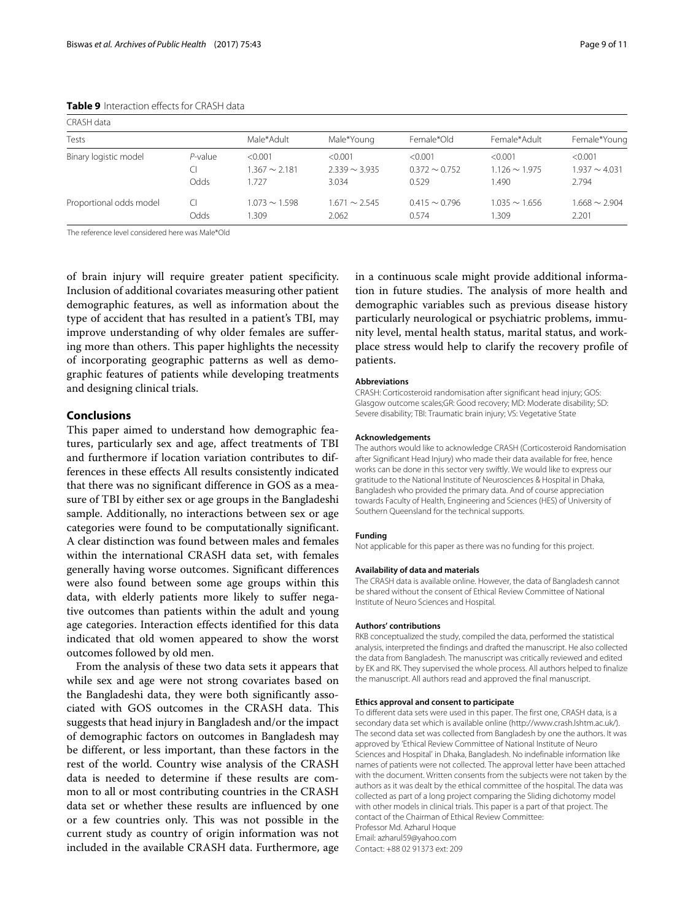**Table 9** Interaction effects for CRASH data

| CRASH data | | | | | | |
|---|---|---|---|---|---|---|
| Tests | | Male*Adult | Male*Young | Female*Old | Female*Adult | Female*Young |
| Binary logistic model | *P*-value | <0.001 | <0.001 | <0.001 | <0.001 | <0.001 |
| | CI | 1.367 ∼ 2.181 | 2.339 ∼ 3.935 | 0.372 ∼ 0.752 | 1.126 ∼ 1.975 | 1.937 ∼ 4.031 |
| | Odds | 1.727 | 3.034 | 0.529 | 1.490 | 2.794 |
| Proportional odds model | CI | 1.073 ∼ 1.598 | 1.671 ∼ 2.545 | 0.415 ∼ 0.796 | 1.035 ∼ 1.656 | 1.668 ∼ 2.904 |
| | Odds | 1.309 | 2.062 | 0.574 | 1.309 | 2.201 |

The reference level considered here was Male*Old

of brain injury will require greater patient specificity. Inclusion of additional covariates measuring other patient demographic features, as well as information about the type of accident that has resulted in a patient's TBI, may improve understanding of why older females are suffering more than others. This paper highlights the necessity of incorporating geographic patterns as well as demographic features of patients while developing treatments and designing clinical trials.

## Conclusions

This paper aimed to understand how demographic features, particularly sex and age, affect treatments of TBI and furthermore if location variation contributes to differences in these effects All results consistently indicated that there was no significant difference in GOS as a measure of TBI by either sex or age groups in the Bangladeshi sample. Additionally, no interactions between sex or age categories were found to be computationally significant. A clear distinction was found between males and females within the international CRASH data set, with females generally having worse outcomes. Significant differences were also found between some age groups within this data, with elderly patients more likely to suffer negative outcomes than patients within the adult and young age categories. Interaction effects identified for this data indicated that old women appeared to show the worst outcomes followed by old men.

From the analysis of these two data sets it appears that while sex and age were not strong covariates based on the Bangladeshi data, they were both significantly associated with GOS outcomes in the CRASH data. This suggests that head injury in Bangladesh and/or the impact of demographic factors on outcomes in Bangladesh may be different, or less important, than these factors in the rest of the world. Country wise analysis of the CRASH data is needed to determine if these results are common to all or most contributing countries in the CRASH data set or whether these results are influenced by one or a few countries only. This was not possible in the current study as country of origin information was not included in the available CRASH data. Furthermore, age in a continuous scale might provide additional information in future studies. The analysis of more health and demographic variables such as previous disease history particularly neurological or psychiatric problems, immunity level, mental health status, marital status, and workplace stress would help to clarify the recovery profile of patients.

#### Abbreviations

CRASH: Corticosteroid randomisation after significant head injury; GOS: Glasgow outcome scales;GR: Good recovery; MD: Moderate disability; SD: Severe disability; TBI: Traumatic brain injury; VS: Vegetative State

#### Acknowledgements

The authors would like to acknowledge CRASH (Corticosteroid Randomisation after Significant Head Injury) who made their data available for free, hence works can be done in this sector very swiftly. We would like to express our gratitude to the National Institute of Neurosciences & Hospital in Dhaka, Bangladesh who provided the primary data. And of course appreciation towards Faculty of Health, Engineering and Sciences (HES) of University of Southern Queensland for the technical supports.

#### Funding

Not applicable for this paper as there was no funding for this project.

#### Availability of data and materials

The CRASH data is available online. However, the data of Bangladesh cannot be shared without the consent of Ethical Review Committee of National Institute of Neuro Sciences and Hospital.

#### Authors' contributions

RKB conceptualized the study, compiled the data, performed the statistical analysis, interpreted the findings and drafted the manuscript. He also collected the data from Bangladesh. The manuscript was critically reviewed and edited by EK and RK. They supervised the whole process. All authors helped to finalize the manuscript. All authors read and approved the final manuscript.

#### Ethics approval and consent to participate

To different data sets were used in this paper. The first one, CRASH data, is a secondary data set which is available online (http://www.crash.lshtm.ac.uk/). The second data set was collected from Bangladesh by one the authors. It was approved by 'Ethical Review Committee of National Institute of Neuro Sciences and Hospital' in Dhaka, Bangladesh. No indefinable information like names of patients were not collected. The approval letter have been attached with the document. Written consents from the subjects were not taken by the authors as it was dealt by the ethical committee of the hospital. The data was collected as part of a long project comparing the Sliding dichotomy model with other models in clinical trials. This paper is a part of that project. The contact of the Chairman of Ethical Review Committee:
Professor Md. Azharul Hoque
Email: azharul59@yahoo.com
Contact: +88 02 91373 ext: 209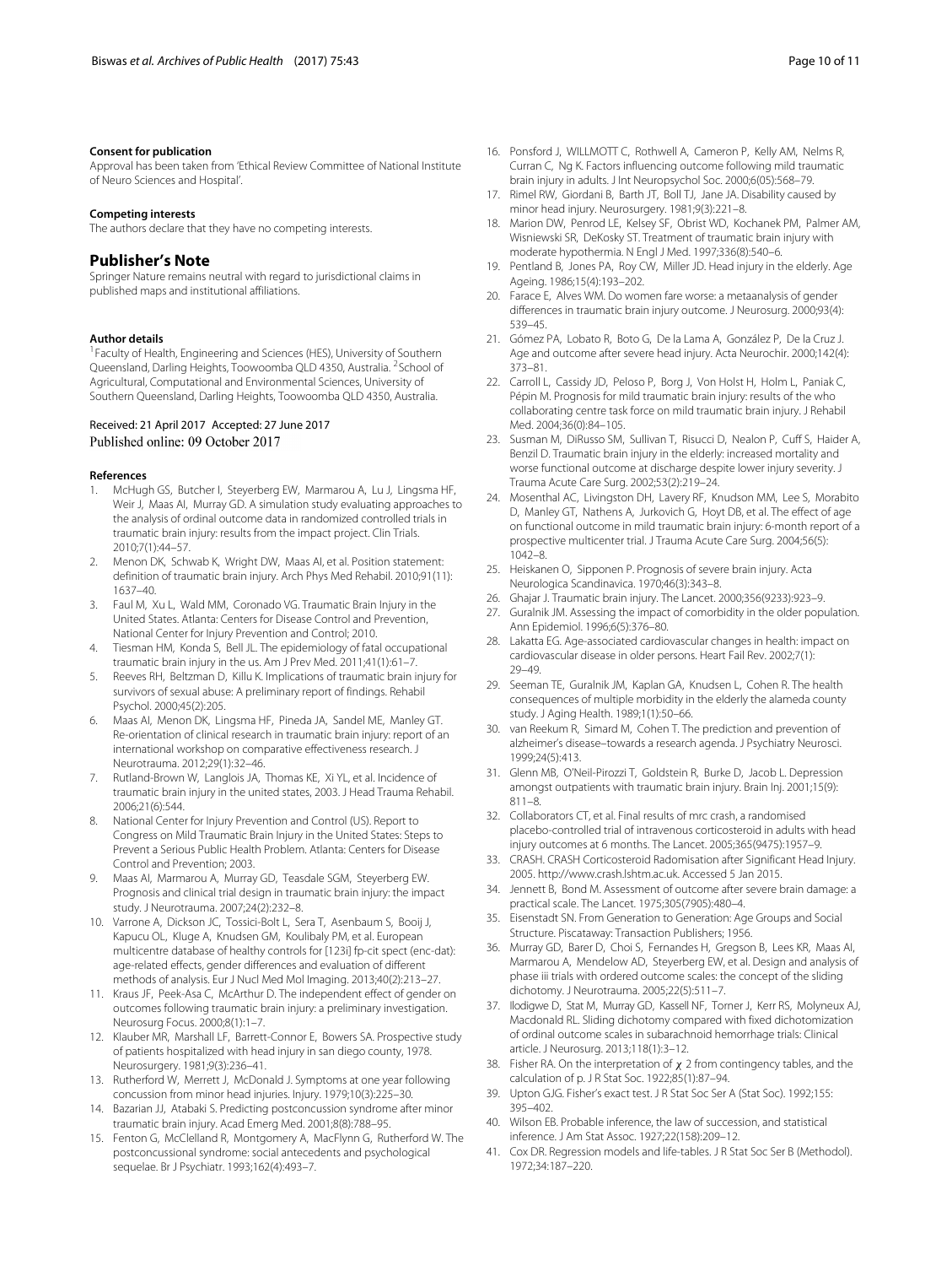**Consent for publication**

Approval has been taken from 'Ethical Review Committee of National Institute of Neuro Sciences and Hospital'.

**Competing interests**

The authors declare that they have no competing interests.

## Publisher's Note

Springer Nature remains neutral with regard to jurisdictional claims in published maps and institutional affiliations.

**Author details**

[1]Faculty of Health, Engineering and Sciences (HES), University of Southern Queensland, Darling Heights, Toowoomba QLD 4350, Australia. [2]School of Agricultural, Computational and Environmental Sciences, University of Southern Queensland, Darling Heights, Toowoomba QLD 4350, Australia.

Received: 21 April 2017 Accepted: 27 June 2017
Published online: 09 October 2017

**References**

1. McHugh GS, Butcher I, Steyerberg EW, Marmarou A, Lu J, Lingsma HF, Weir J, Maas AI, Murray GD. A simulation study evaluating approaches to the analysis of ordinal outcome data in randomized controlled trials in traumatic brain injury: results from the impact project. Clin Trials. 2010;7(1):44–57.
2. Menon DK, Schwab K, Wright DW, Maas AI, et al. Position statement: definition of traumatic brain injury. Arch Phys Med Rehabil. 2010;91(11): 1637–40.
3. Faul M, Xu L, Wald MM, Coronado VG. Traumatic Brain Injury in the United States. Atlanta: Centers for Disease Control and Prevention, National Center for Injury Prevention and Control; 2010.
4. Tiesman HM, Konda S, Bell JL. The epidemiology of fatal occupational traumatic brain injury in the us. Am J Prev Med. 2011;41(1):61–7.
5. Reeves RH, Beltzman D, Killu K. Implications of traumatic brain injury for survivors of sexual abuse: A preliminary report of findings. Rehabil Psychol. 2000;45(2):205.
6. Maas AI, Menon DK, Lingsma HF, Pineda JA, Sandel ME, Manley GT. Re-orientation of clinical research in traumatic brain injury: report of an international workshop on comparative effectiveness research. J Neurotrauma. 2012;29(1):32–46.
7. Rutland-Brown W, Langlois JA, Thomas KE, Xi YL, et al. Incidence of traumatic brain injury in the united states, 2003. J Head Trauma Rehabil. 2006;21(6):544.
8. National Center for Injury Prevention and Control (US). Report to Congress on Mild Traumatic Brain Injury in the United States: Steps to Prevent a Serious Public Health Problem. Atlanta: Centers for Disease Control and Prevention; 2003.
9. Maas AI, Marmarou A, Murray GD, Teasdale SGM, Steyerberg EW. Prognosis and clinical trial design in traumatic brain injury: the impact study. J Neurotrauma. 2007;24(2):232–8.
10. Varrone A, Dickson JC, Tossici-Bolt L, Sera T, Asenbaum S, Booij J, Kapucu OL, Kluge A, Knudsen GM, Koulibaly PM, et al. European multicentre database of healthy controls for [123i] fp-cit spect (enc-dat): age-related effects, gender differences and evaluation of different methods of analysis. Eur J Nucl Med Mol Imaging. 2013;40(2):213–27.
11. Kraus JF, Peek-Asa C, McArthur D. The independent effect of gender on outcomes following traumatic brain injury: a preliminary investigation. Neurosurg Focus. 2000;8(1):1–7.
12. Klauber MR, Marshall LF, Barrett-Connor E, Bowers SA. Prospective study of patients hospitalized with head injury in san diego county, 1978. Neurosurgery. 1981;9(3):236–41.
13. Rutherford W, Merrett J, McDonald J. Symptoms at one year following concussion from minor head injuries. Injury. 1979;10(3):225–30.
14. Bazarian JJ, Atabaki S. Predicting postconcussion syndrome after minor traumatic brain injury. Acad Emerg Med. 2001;8(8):788–95.
15. Fenton G, McClelland R, Montgomery A, MacFlynn G, Rutherford W. The postconcussional syndrome: social antecedents and psychological sequelae. Br J Psychiatr. 1993;162(4):493–7.
16. Ponsford J, WILLMOTT C, Rothwell A, Cameron P, Kelly AM, Nelms R, Curran C, Ng K. Factors influencing outcome following mild traumatic brain injury in adults. J Int Neuropsychol Soc. 2000;6(05):568–79.
17. Rimel RW, Giordani B, Barth JT, Boll TJ, Jane JA. Disability caused by minor head injury. Neurosurgery. 1981;9(3):221–8.
18. Marion DW, Penrod LE, Kelsey SF, Obrist WD, Kochanek PM, Palmer AM, Wisniewski SR, DeKosky ST. Treatment of traumatic brain injury with moderate hypothermia. N Engl J Med. 1997;336(8):540–6.
19. Pentland B, Jones PA, Roy CW, Miller JD. Head injury in the elderly. Age Ageing. 1986;15(4):193–202.
20. Farace E, Alves WM. Do women fare worse: a metaanalysis of gender differences in traumatic brain injury outcome. J Neurosurg. 2000;93(4): 539–45.
21. Gómez PA, Lobato R, Boto G, De la Lama A, González P, De la Cruz J. Age and outcome after severe head injury. Acta Neurochir. 2000;142(4): 373–81.
22. Carroll L, Cassidy JD, Peloso P, Borg J, Von Holst H, Holm L, Paniak C, Pépin M. Prognosis for mild traumatic brain injury: results of the who collaborating centre task force on mild traumatic brain injury. J Rehabil Med. 2004;36(0):84–105.
23. Susman M, DiRusso SM, Sullivan T, Risucci D, Nealon P, Cuff S, Haider A, Benzil D. Traumatic brain injury in the elderly: increased mortality and worse functional outcome at discharge despite lower injury severity. J Trauma Acute Care Surg. 2002;53(2):219–24.
24. Mosenthal AC, Livingston DH, Lavery RF, Knudson MM, Lee S, Morabito D, Manley GT, Nathens A, Jurkovich G, Hoyt DB, et al. The effect of age on functional outcome in mild traumatic brain injury: 6-month report of a prospective multicenter trial. J Trauma Acute Care Surg. 2004;56(5): 1042–8.
25. Heiskanen O, Sipponen P. Prognosis of severe brain injury. Acta Neurologica Scandinavica. 1970;46(3):343–8.
26. Ghajar J. Traumatic brain injury. The Lancet. 2000;356(9233):923–9.
27. Guralnik JM. Assessing the impact of comorbidity in the older population. Ann Epidemiol. 1996;6(5):376–80.
28. Lakatta EG. Age-associated cardiovascular changes in health: impact on cardiovascular disease in older persons. Heart Fail Rev. 2002;7(1): 29–49.
29. Seeman TE, Guralnik JM, Kaplan GA, Knudsen L, Cohen R. The health consequences of multiple morbidity in the elderly the alameda county study. J Aging Health. 1989;1(1):50–66.
30. van Reekum R, Simard M, Cohen T. The prediction and prevention of alzheimer's disease–towards a research agenda. J Psychiatry Neurosci. 1999;24(5):413.
31. Glenn MB, O'Neil-Pirozzi T, Goldstein R, Burke D, Jacob L. Depression amongst outpatients with traumatic brain injury. Brain Inj. 2001;15(9): 811–8.
32. Collaborators CT, et al. Final results of mrc crash, a randomised placebo-controlled trial of intravenous corticosteroid in adults with head injury outcomes at 6 months. The Lancet. 2005;365(9475):1957–9.
33. CRASH. CRASH Corticosteroid Radomisation after Significant Head Injury. 2005. http://www.crash.lshtm.ac.uk. Accessed 5 Jan 2015.
34. Jennett B, Bond M. Assessment of outcome after severe brain damage: a practical scale. The Lancet. 1975;305(7905):480–4.
35. Eisenstadt SN. From Generation to Generation: Age Groups and Social Structure. Piscataway: Transaction Publishers; 1956.
36. Murray GD, Barer D, Choi S, Fernandes H, Gregson B, Lees KR, Maas AI, Marmarou A, Mendelow AD, Steyerberg EW, et al. Design and analysis of phase iii trials with ordered outcome scales: the concept of the sliding dichotomy. J Neurotrauma. 2005;22(5):511–7.
37. Ilodigwe D, Stat M, Murray GD, Kassell NF, Torner J, Kerr RS, Molyneux AJ, Macdonald RL. Sliding dichotomy compared with fixed dichotomization of ordinal outcome scales in subarachnoid hemorrhage trials: Clinical article. J Neurosurg. 2013;118(1):3–12.
38. Fisher RA. On the interpretation of $\chi$ 2 from contingency tables, and the calculation of p. J R Stat Soc. 1922;85(1):87–94.
39. Upton GJG. Fisher's exact test. J R Stat Soc Ser A (Stat Soc). 1992;155: 395–402.
40. Wilson EB. Probable inference, the law of succession, and statistical inference. J Am Stat Assoc. 1927;22(158):209–12.
41. Cox DR. Regression models and life-tables. J R Stat Soc Ser B (Methodol). 1972;34:187–220.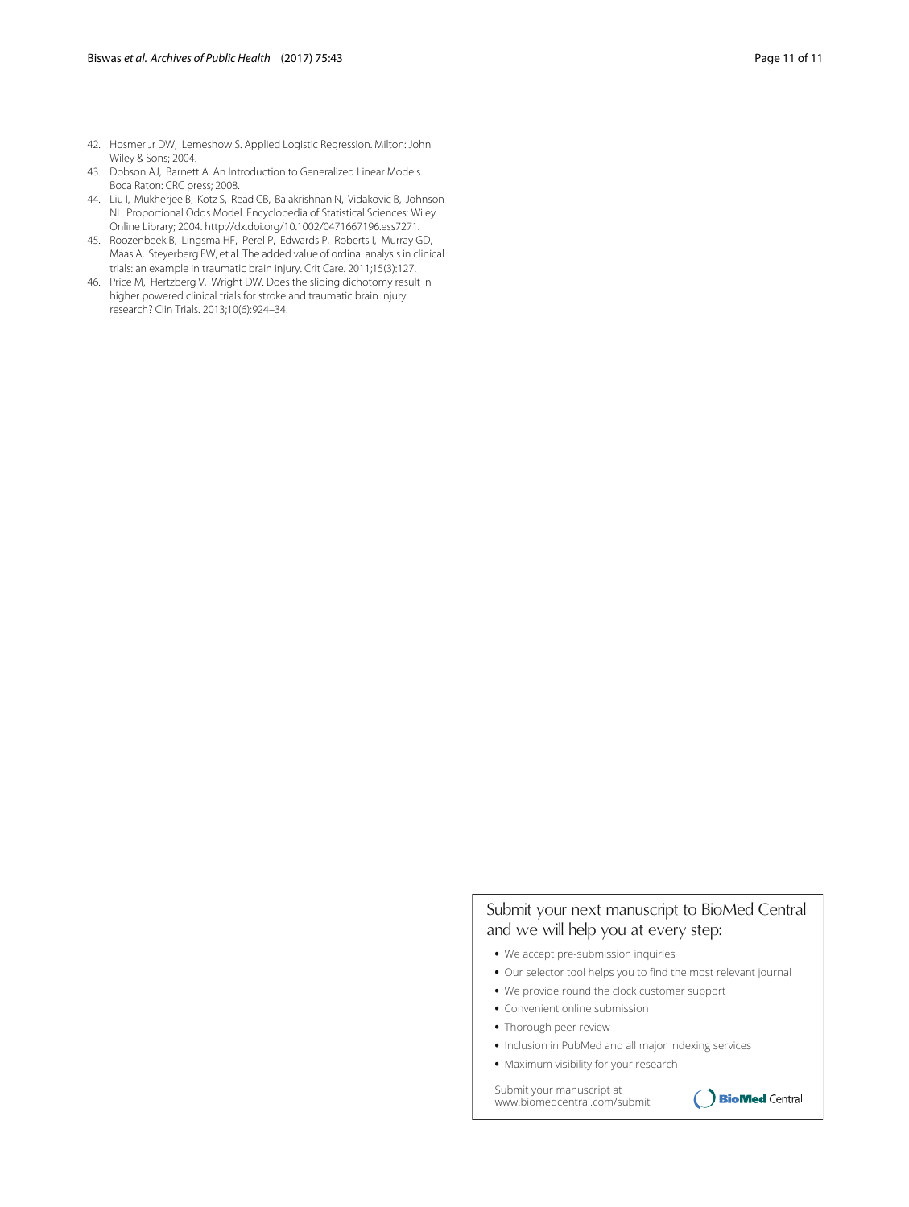42. Hosmer Jr DW, Lemeshow S. Applied Logistic Regression. Milton: John Wiley & Sons; 2004.
43. Dobson AJ, Barnett A. An Introduction to Generalized Linear Models. Boca Raton: CRC press; 2008.
44. Liu I, Mukherjee B, Kotz S, Read CB, Balakrishnan N, Vidakovic B, Johnson NL. Proportional Odds Model. Encyclopedia of Statistical Sciences: Wiley Online Library; 2004. http://dx.doi.org/10.1002/0471667196.ess7271.
45. Roozenbeek B, Lingsma HF, Perel P, Edwards P, Roberts I, Murray GD, Maas A, Steyerberg EW, et al. The added value of ordinal analysis in clinical trials: an example in traumatic brain injury. Crit Care. 2011;15(3):127.
46. Price M, Hertzberg V, Wright DW. Does the sliding dichotomy result in higher powered clinical trials for stroke and traumatic brain injury research? Clin Trials. 2013;10(6):924–34.

Submit your next manuscript to BioMed Central and we will help you at every step:

- We accept pre-submission inquiries
- Our selector tool helps you to find the most relevant journal
- We provide round the clock customer support
- Convenient online submission
- Thorough peer review
- Inclusion in PubMed and all major indexing services
- Maximum visibility for your research

Submit your manuscript at www.biomedcentral.com/submit

BioMed Central